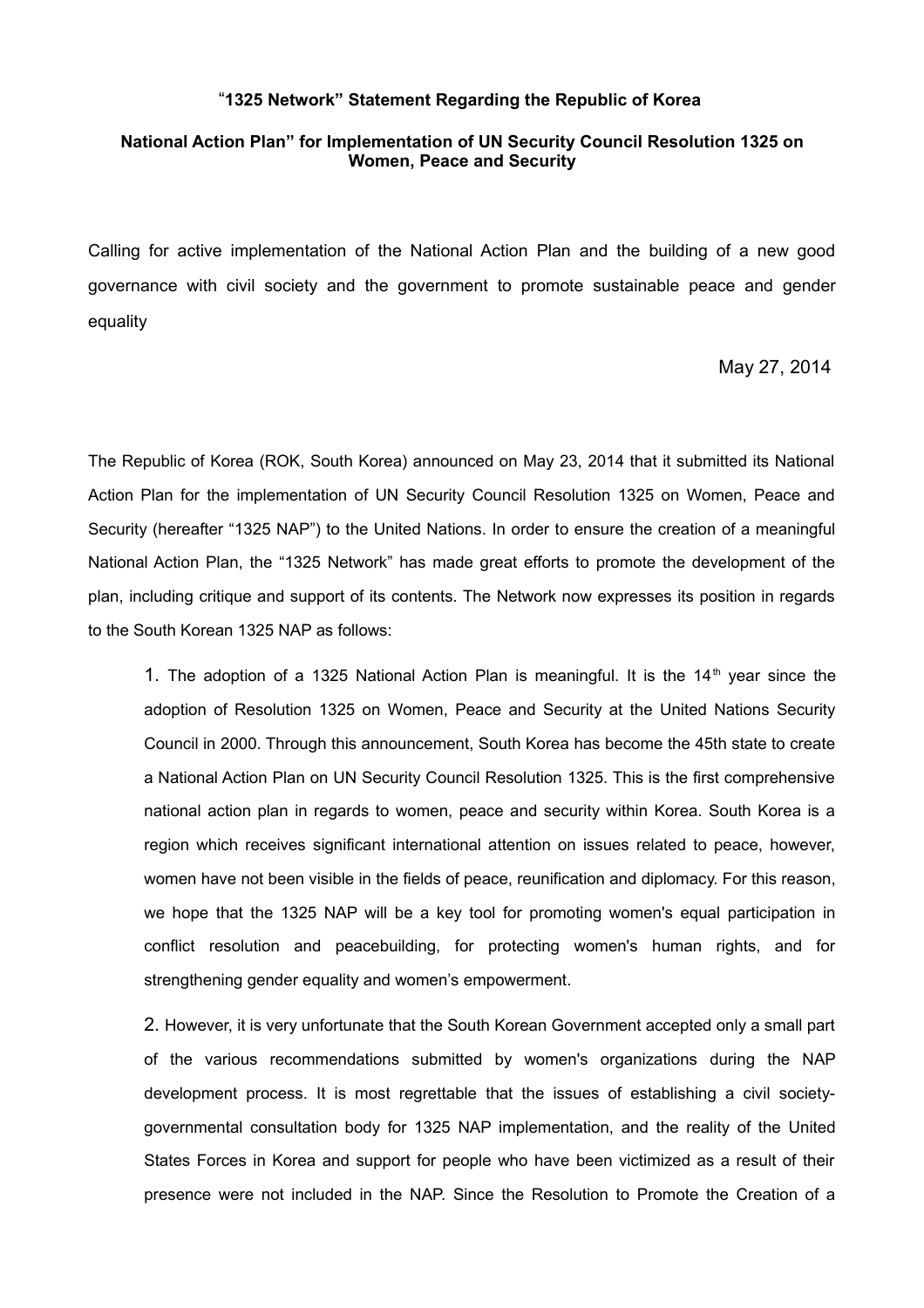## "1325 Network" Statement Regarding the Republic of Korea

## National Action Plan" for Implementation of UN Security Council Resolution 1325 on Women, Peace and Security

Calling for active implementation of the National Action Plan and the building of a new good governance with civil society and the government to promote sustainable peace and gender equality

May 27, 2014

The Republic of Korea (ROK, South Korea) announced on May 23, 2014 that it submitted its National Action Plan for the implementation of UN Security Council Resolution 1325 on Women, Peace and Security (hereafter "1325 NAP") to the United Nations. In order to ensure the creation of a meaningful National Action Plan, the "1325 Network" has made great efforts to promote the development of the plan, including critique and support of its contents. The Network now expresses its position in regards to the South Korean 1325 NAP as follows:

1. The adoption of a 1325 National Action Plan is meaningful. It is the 14th year since the adoption of Resolution 1325 on Women, Peace and Security at the United Nations Security Council in 2000. Through this announcement, South Korea has become the 45th state to create a National Action Plan on UN Security Council Resolution 1325. This is the first comprehensive national action plan in regards to women, peace and security within Korea. South Korea is a region which receives significant international attention on issues related to peace, however, women have not been visible in the fields of peace, reunification and diplomacy. For this reason, we hope that the 1325 NAP will be a key tool for promoting women's equal participation in conflict resolution and peacebuilding, for protecting women's human rights, and for strengthening gender equality and women's empowerment.

2. However, it is very unfortunate that the South Korean Government accepted only a small part of the various recommendations submitted by women's organizations during the NAP development process. It is most regrettable that the issues of establishing a civil society-governmental consultation body for 1325 NAP implementation, and the reality of the United States Forces in Korea and support for people who have been victimized as a result of their presence were not included in the NAP. Since the Resolution to Promote the Creation of a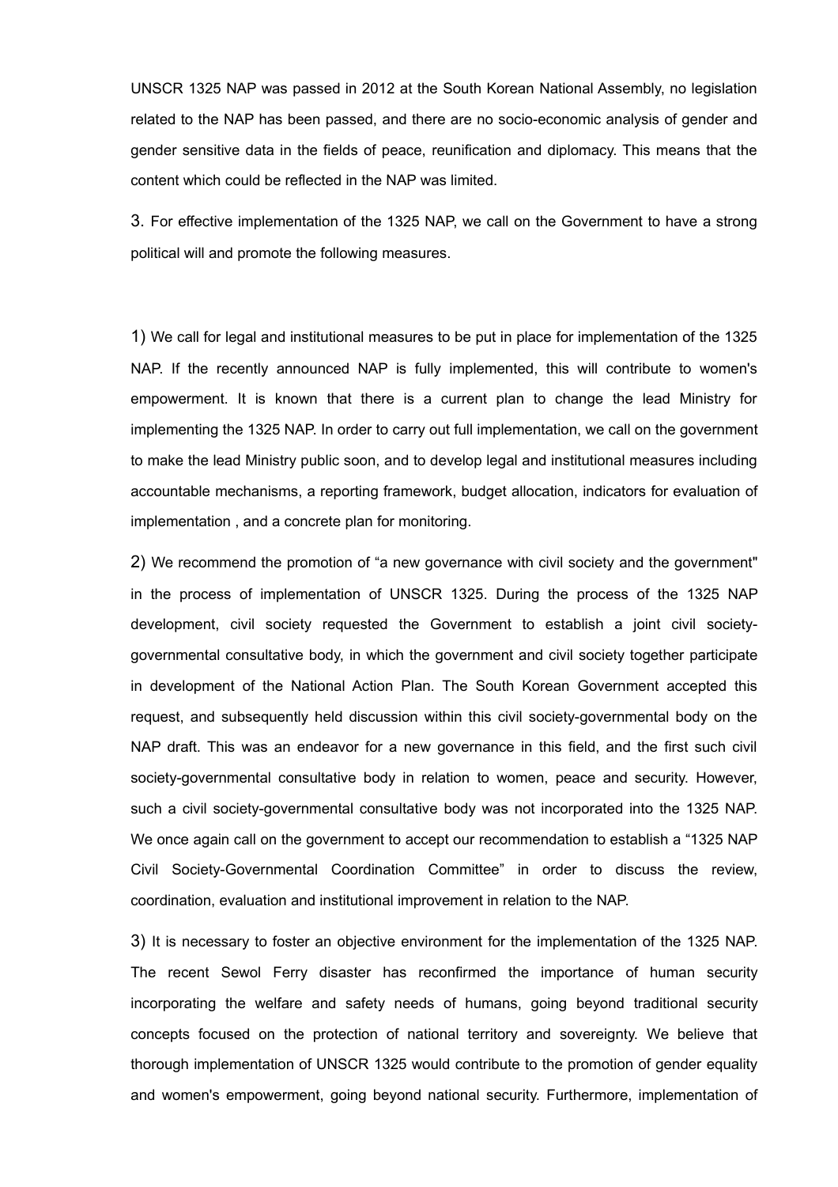UNSCR 1325 NAP was passed in 2012 at the South Korean National Assembly, no legislation related to the NAP has been passed, and there are no socio-economic analysis of gender and gender sensitive data in the fields of peace, reunification and diplomacy. This means that the content which could be reflected in the NAP was limited.

3. For effective implementation of the 1325 NAP, we call on the Government to have a strong political will and promote the following measures.

1) We call for legal and institutional measures to be put in place for implementation of the 1325 NAP. If the recently announced NAP is fully implemented, this will contribute to women's empowerment. It is known that there is a current plan to change the lead Ministry for implementing the 1325 NAP. In order to carry out full implementation, we call on the government to make the lead Ministry public soon, and to develop legal and institutional measures including accountable mechanisms, a reporting framework, budget allocation, indicators for evaluation of implementation , and a concrete plan for monitoring.

2) We recommend the promotion of "a new governance with civil society and the government" in the process of implementation of UNSCR 1325. During the process of the 1325 NAP development, civil society requested the Government to establish a joint civil society-governmental consultative body, in which the government and civil society together participate in development of the National Action Plan. The South Korean Government accepted this request, and subsequently held discussion within this civil society-governmental body on the NAP draft. This was an endeavor for a new governance in this field, and the first such civil society-governmental consultative body in relation to women, peace and security. However, such a civil society-governmental consultative body was not incorporated into the 1325 NAP. We once again call on the government to accept our recommendation to establish a "1325 NAP Civil Society-Governmental Coordination Committee" in order to discuss the review, coordination, evaluation and institutional improvement in relation to the NAP.

3) It is necessary to foster an objective environment for the implementation of the 1325 NAP. The recent Sewol Ferry disaster has reconfirmed the importance of human security incorporating the welfare and safety needs of humans, going beyond traditional security concepts focused on the protection of national territory and sovereignty. We believe that thorough implementation of UNSCR 1325 would contribute to the promotion of gender equality and women's empowerment, going beyond national security. Furthermore, implementation of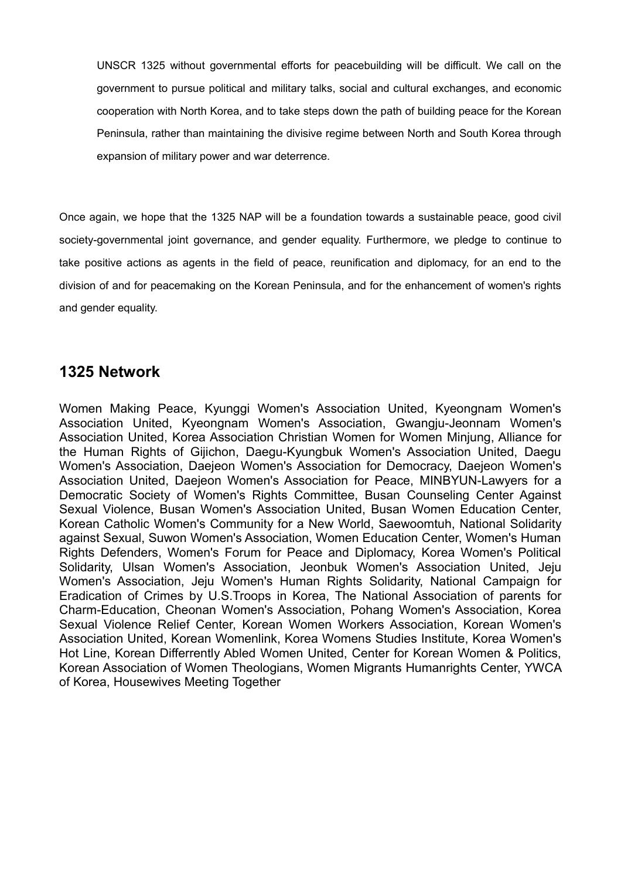UNSCR 1325 without governmental efforts for peacebuilding will be difficult. We call on the government to pursue political and military talks, social and cultural exchanges, and economic cooperation with North Korea, and to take steps down the path of building peace for the Korean Peninsula, rather than maintaining the divisive regime between North and South Korea through expansion of military power and war deterrence.

Once again, we hope that the 1325 NAP will be a foundation towards a sustainable peace, good civil society-governmental joint governance, and gender equality. Furthermore, we pledge to continue to take positive actions as agents in the field of peace, reunification and diplomacy, for an end to the division of and for peacemaking on the Korean Peninsula, and for the enhancement of women's rights and gender equality.

## 1325 Network

Women Making Peace, Kyunggi Women's Association United, Kyeongnam Women's Association United, Kyeongnam Women's Association, Gwangju-Jeonnam Women's Association United, Korea Association Christian Women for Women Minjung, Alliance for the Human Rights of Gijichon, Daegu-Kyungbuk Women's Association United, Daegu Women's Association, Daejeon Women's Association for Democracy, Daejeon Women's Association United, Daejeon Women's Association for Peace, MINBYUN-Lawyers for a Democratic Society of Women's Rights Committee, Busan Counseling Center Against Sexual Violence, Busan Women's Association United, Busan Women Education Center, Korean Catholic Women's Community for a New World, Saewoomtuh, National Solidarity against Sexual, Suwon Women's Association, Women Education Center, Women's Human Rights Defenders, Women's Forum for Peace and Diplomacy, Korea Women's Political Solidarity, Ulsan Women's Association, Jeonbuk Women's Association United, Jeju Women's Association, Jeju Women's Human Rights Solidarity, National Campaign for Eradication of Crimes by U.S.Troops in Korea, The National Association of parents for Charm-Education, Cheonan Women's Association, Pohang Women's Association, Korea Sexual Violence Relief Center, Korean Women Workers Association, Korean Women's Association United, Korean Womenlink, Korea Womens Studies Institute, Korea Women's Hot Line, Korean Differrently Abled Women United, Center for Korean Women & Politics, Korean Association of Women Theologians, Women Migrants Humanrights Center, YWCA of Korea, Housewives Meeting Together